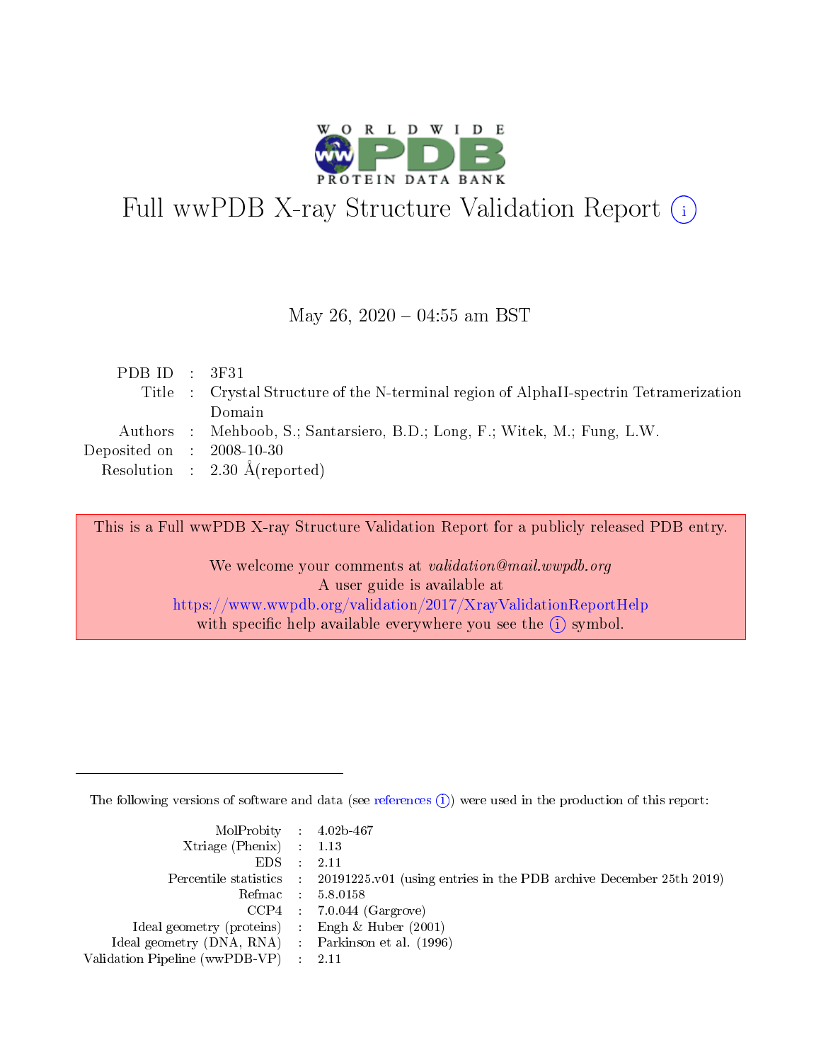# Full wwPDB X-ray Structure Validation Report (i)

May 26, 2020 – 04:55 am BST

| | | |
|---|---|---|
| PDB ID | : | 3F31 |
| Title | : | Crystal Structure of the N-terminal region of AlphaII-spectrin Tetramerization Domain |
| Authors | : | Mehboob, S.; Santarsiero, B.D.; Long, F.; Witek, M.; Fung, L.W. |
| Deposited on | : | 2008-10-30 |
| Resolution | : | 2.30 Å(reported) |

This is a Full wwPDB X-ray Structure Validation Report for a publicly released PDB entry.

We welcome your comments at *validation@mail.wwpdb.org*
A user guide is available at
https://www.wwpdb.org/validation/2017/XrayValidationReportHelp
with specific help available everywhere you see the (i) symbol.

---

The following versions of software and data (see references (i)) were used in the production of this report:

| | | |
|---|---|---|
| MolProbity | : | 4.02b-467 |
| Xtriage (Phenix) | : | 1.13 |
| EDS | : | 2.11 |
| Percentile statistics | : | 20191225.v01 (using entries in the PDB archive December 25th 2019) |
| Refmac | : | 5.8.0158 |
| CCP4 | : | 7.0.044 (Gargrove) |
| Ideal geometry (proteins) | : | Engh & Huber (2001) |
| Ideal geometry (DNA, RNA) | : | Parkinson et al. (1996) |
| Validation Pipeline (wwPDB-VP) | : | 2.11 |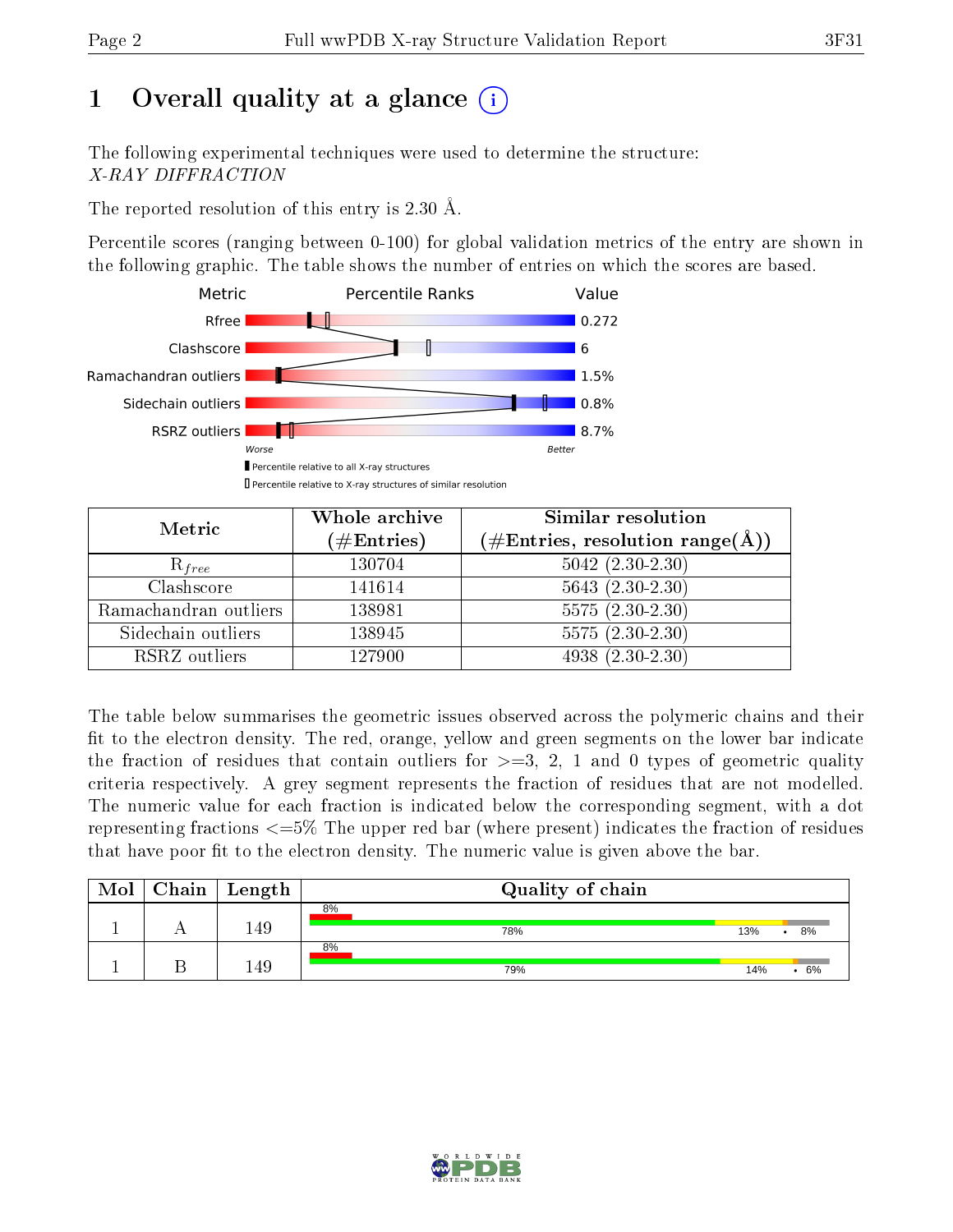# 1 Overall quality at a glance (i)

The following experimental techniques were used to determine the structure:
*X-RAY DIFFRACTION*

The reported resolution of this entry is 2.30 Å.

Percentile scores (ranging between 0-100) for global validation metrics of the entry are shown in the following graphic. The table shows the number of entries on which the scores are based.

| Metric | Value |
|---|---|
| Rfree | 0.272 |
| Clashscore | 6 |
| Ramachandran outliers | 1.5% |
| Sidechain outliers | 0.8% |
| RSRZ outliers | 8.7% |

Worse — Better

▮ Percentile relative to all X-ray structures
▯ Percentile relative to X-ray structures of similar resolution

| Metric | Whole archive (#Entries) | Similar resolution (#Entries, resolution range(Å)) |
|---|---|---|
| $R_{free}$ | 130704 | 5042 (2.30-2.30) |
| Clashscore | 141614 | 5643 (2.30-2.30) |
| Ramachandran outliers | 138981 | 5575 (2.30-2.30) |
| Sidechain outliers | 138945 | 5575 (2.30-2.30) |
| RSRZ outliers | 127900 | 4938 (2.30-2.30) |

The table below summarises the geometric issues observed across the polymeric chains and their fit to the electron density. The red, orange, yellow and green segments on the lower bar indicate the fraction of residues that contain outliers for >=3, 2, 1 and 0 types of geometric quality criteria respectively. A grey segment represents the fraction of residues that are not modelled. The numeric value for each fraction is indicated below the corresponding segment, with a dot representing fractions <=5% The upper red bar (where present) indicates the fraction of residues that have poor fit to the electron density. The numeric value is given above the bar.

| Mol | Chain | Length | Quality of chain |
|---|---|---|---|
| 1 | A | 149 | 8% (poor fit); 78%, 13%, •, 8% |
| 1 | B | 149 | 8% (poor fit); 79%, 14%, •, 6% |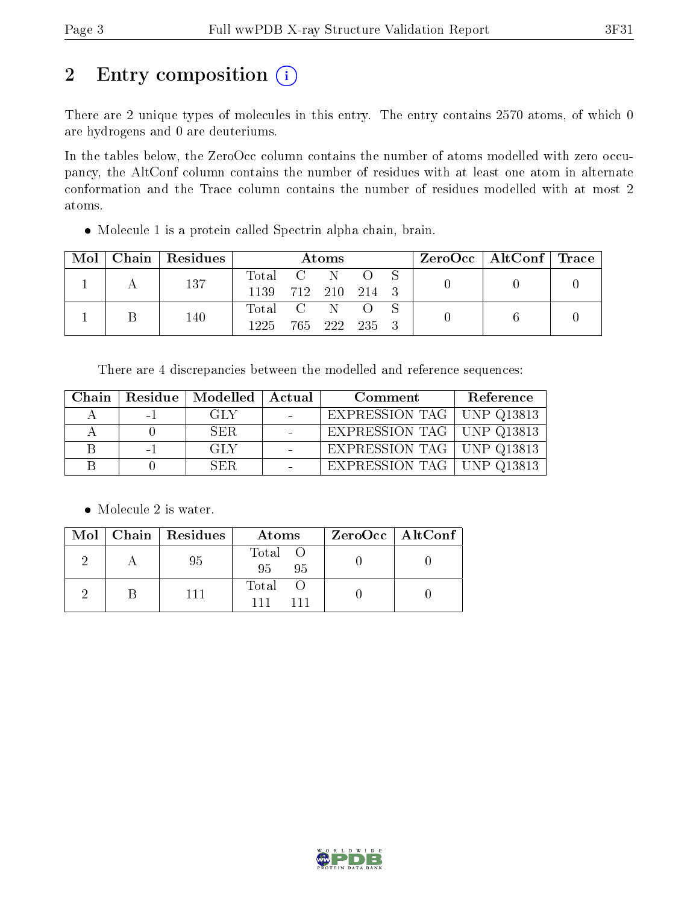# 2 Entry composition

There are 2 unique types of molecules in this entry. The entry contains 2570 atoms, of which 0 are hydrogens and 0 are deuteriums.

In the tables below, the ZeroOcc column contains the number of atoms modelled with zero occupancy, the AltConf column contains the number of residues with at least one atom in alternate conformation and the Trace column contains the number of residues modelled with at most 2 atoms.

- Molecule 1 is a protein called Spectrin alpha chain, brain.

| Mol | Chain | Residues | Atoms | | | | | ZeroOcc | AltConf | Trace |
|---|---|---|---|---|---|---|---|---|---|---|
| 1 | A | 137 | Total<br>1139 | C<br>712 | N<br>210 | O<br>214 | S<br>3 | 0 | 0 | 0 |
| 1 | B | 140 | Total<br>1225 | C<br>765 | N<br>222 | O<br>235 | S<br>3 | 0 | 6 | 0 |

There are 4 discrepancies between the modelled and reference sequences:

| Chain | Residue | Modelled | Actual | Comment | Reference |
|---|---|---|---|---|---|
| A | -1 | GLY | - | EXPRESSION TAG | UNP Q13813 |
| A | 0 | SER | - | EXPRESSION TAG | UNP Q13813 |
| B | -1 | GLY | - | EXPRESSION TAG | UNP Q13813 |
| B | 0 | SER | - | EXPRESSION TAG | UNP Q13813 |

- Molecule 2 is water.

| Mol | Chain | Residues | Atoms | | ZeroOcc | AltConf |
|---|---|---|---|---|---|---|
| 2 | A | 95 | Total<br>95 | O<br>95 | 0 | 0 |
| 2 | B | 111 | Total<br>111 | O<br>111 | 0 | 0 |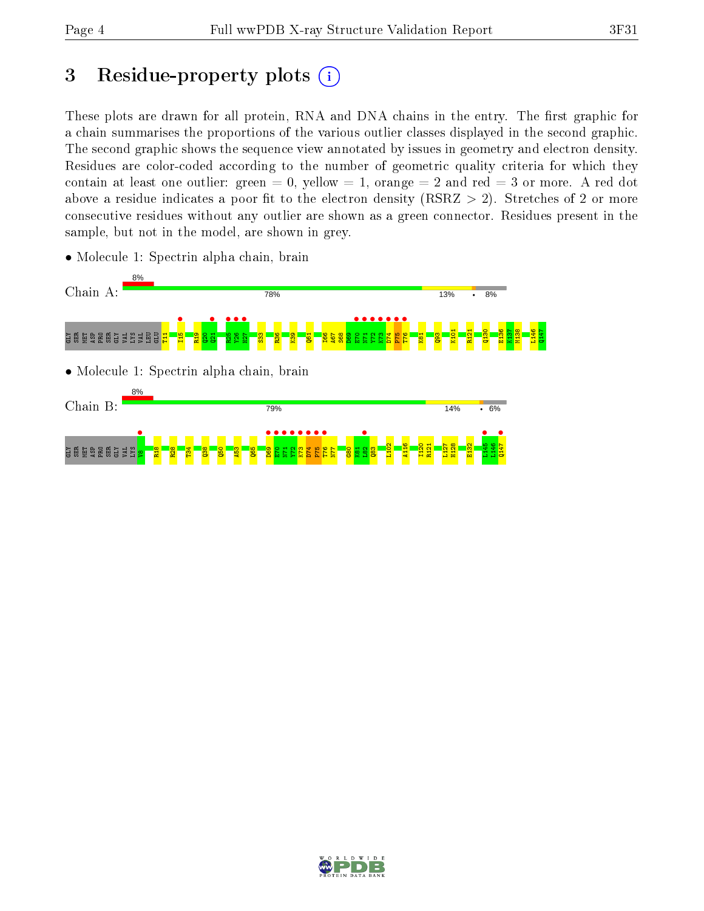# 3 Residue-property plots

These plots are drawn for all protein, RNA and DNA chains in the entry. The first graphic for a chain summarises the proportions of the various outlier classes displayed in the second graphic. The second graphic shows the sequence view annotated by issues in geometry and electron density. Residues are color-coded according to the number of geometric quality criteria for which they contain at least one outlier: green = 0, yellow = 1, orange = 2 and red = 3 or more. A red dot above a residue indicates a poor fit to the electron density (RSRZ > 2). Stretches of 2 or more consecutive residues without any outlier are shown as a green connector. Residues present in the sample, but not in the model, are shown in grey.

- Molecule 1: Spectrin alpha chain, brain

Chain A: 8% | 78% | 13% | • | 8%

GLY SER MET ASP PRO SER GLY VAL LYS VAL LEU GLU T11 I15 R19 Q20 Q21 R25 Y26 H27 S33 R36 K39 Q61 I66 A67 S68 D69 E70 N71 Y72 K73 D74 P75 T76 K81 Q93 K101 R121 Q130 E136 K137 M138 L146 Q147

- Molecule 1: Spectrin alpha chain, brain

Chain B: 8% | 79% | 14% | • | 6%

GLY SER MET ASP PRO SER GLY VAL LYS V8 R18 R28 T34 Q38 Q50 A53 Q65 D69 E70 N71 Y72 K73 D74 P75 T76 N77 G80 K81 L82 Q83 L102 A116 I120 R121 L127 H128 E132 L145 L146 Q147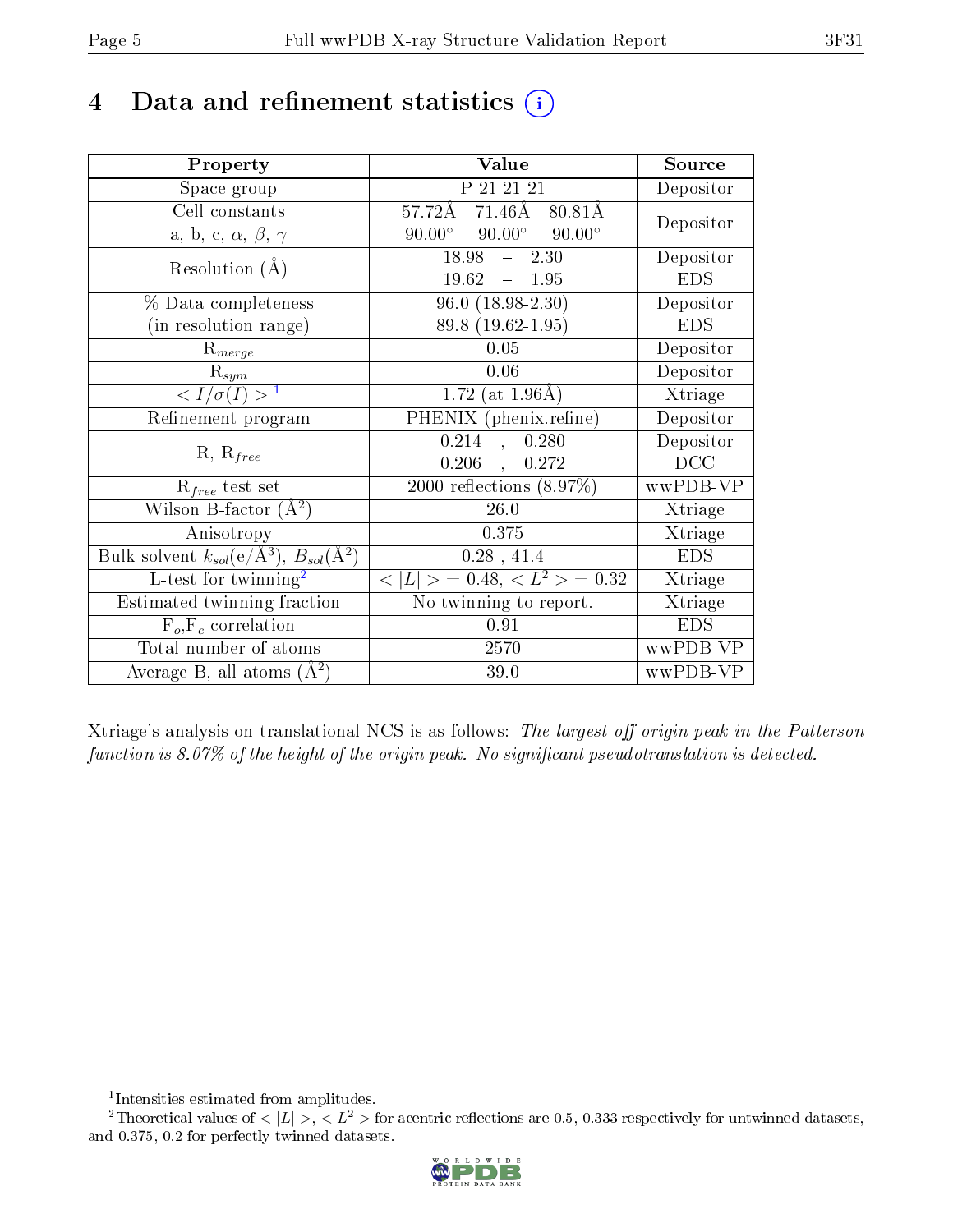# 4 Data and refinement statistics

| Property | Value | Source |
|---|---|---|
| Space group | P 21 21 21 | Depositor |
| Cell constants<br>a, b, c, $\alpha$, $\beta$, $\gamma$ | 57.72Å 71.46Å 80.81Å<br>90.00° 90.00° 90.00° | Depositor |
| Resolution (Å) | 18.98 – 2.30<br>19.62 – 1.95 | Depositor<br>EDS |
| % Data completeness<br>(in resolution range) | 96.0 (18.98-2.30)<br>89.8 (19.62-1.95) | Depositor<br>EDS |
| $R_{merge}$ | 0.05 | Depositor |
| $R_{sym}$ | 0.06 | Depositor |
| $< I/\sigma(I) >$ [1] | 1.72 (at 1.96Å) | Xtriage |
| Refinement program | PHENIX (phenix.refine) | Depositor |
| R, $R_{free}$ | 0.214 , 0.280<br>0.206 , 0.272 | Depositor<br>DCC |
| $R_{free}$ test set | 2000 reflections (8.97%) | wwPDB-VP |
| Wilson B-factor (Å$^2$) | 26.0 | Xtriage |
| Anisotropy | 0.375 | Xtriage |
| Bulk solvent $k_{sol}$(e/Å$^3$), $B_{sol}$(Å$^2$) | 0.28 , 41.4 | EDS |
| L-test for twinning[2] | $< \|L\| >$ = 0.48, $< L^2 >$ = 0.32 | Xtriage |
| Estimated twinning fraction | No twinning to report. | Xtriage |
| $F_o$,$F_c$ correlation | 0.91 | EDS |
| Total number of atoms | 2570 | wwPDB-VP |
| Average B, all atoms (Å$^2$) | 39.0 | wwPDB-VP |

Xtriage's analysis on translational NCS is as follows: *The largest off-origin peak in the Patterson function is 8.07% of the height of the origin peak. No significant pseudotranslation is detected.*

[1] Intensities estimated from amplitudes.

[2] Theoretical values of $< |L| >$, $< L^2 >$ for acentric reflections are 0.5, 0.333 respectively for untwinned datasets, and 0.375, 0.2 for perfectly twinned datasets.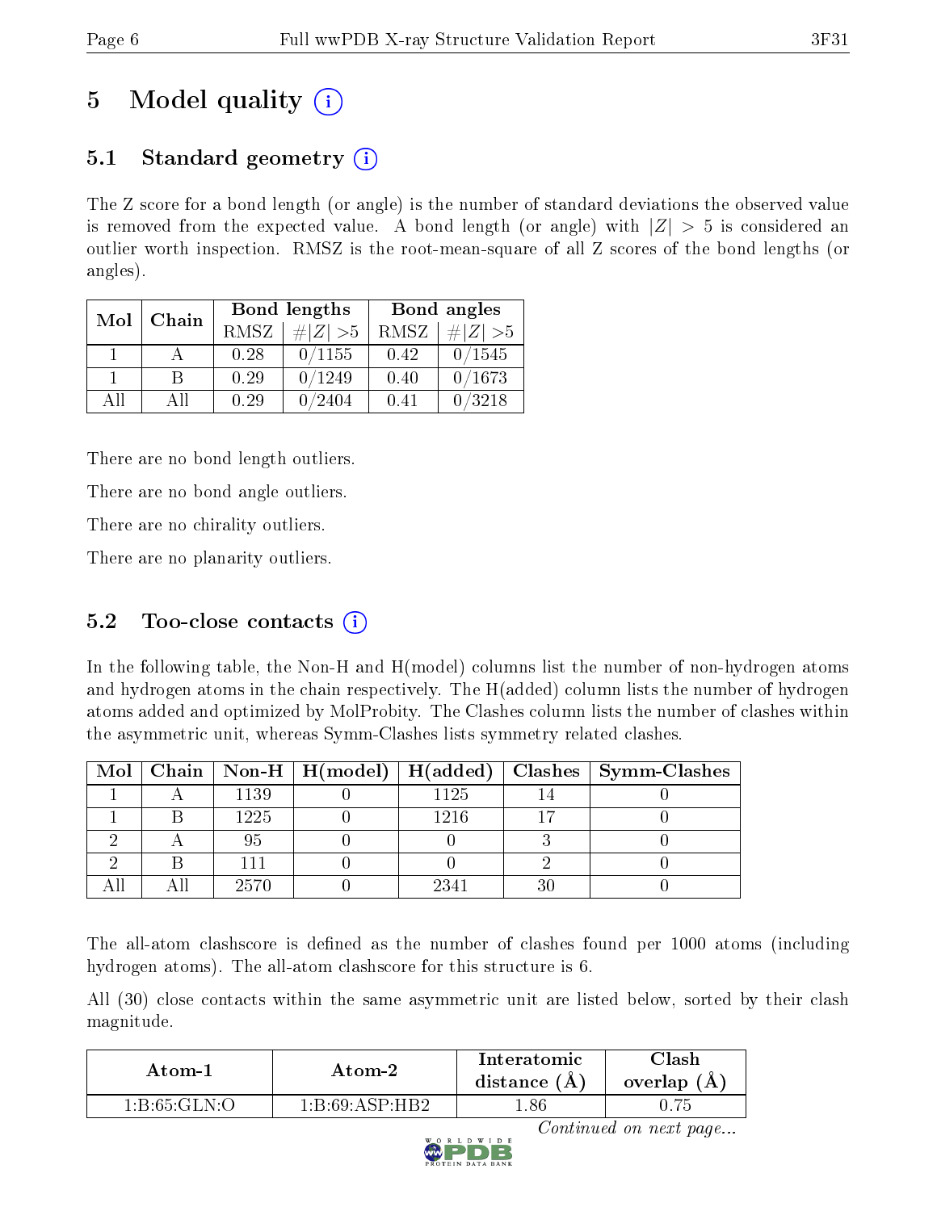# 5 Model quality (i)

## 5.1 Standard geometry (i)

The Z score for a bond length (or angle) is the number of standard deviations the observed value is removed from the expected value. A bond length (or angle) with $|Z| > 5$ is considered an outlier worth inspection. RMSZ is the root-mean-square of all Z scores of the bond lengths (or angles).

| Mol | Chain | Bond lengths | | Bond angles | |
|---|---|---|---|---|---|
| | | RMSZ | $\#\|Z\| > 5$ | RMSZ | $\#\|Z\| > 5$ |
| 1 | A | 0.28 | 0/1155 | 0.42 | 0/1545 |
| 1 | B | 0.29 | 0/1249 | 0.40 | 0/1673 |
| All | All | 0.29 | 0/2404 | 0.41 | 0/3218 |

There are no bond length outliers.

There are no bond angle outliers.

There are no chirality outliers.

There are no planarity outliers.

## 5.2 Too-close contacts (i)

In the following table, the Non-H and H(model) columns list the number of non-hydrogen atoms and hydrogen atoms in the chain respectively. The H(added) column lists the number of hydrogen atoms added and optimized by MolProbity. The Clashes column lists the number of clashes within the asymmetric unit, whereas Symm-Clashes lists symmetry related clashes.

| Mol | Chain | Non-H | H(model) | H(added) | Clashes | Symm-Clashes |
|---|---|---|---|---|---|---|
| 1 | A | 1139 | 0 | 1125 | 14 | 0 |
| 1 | B | 1225 | 0 | 1216 | 17 | 0 |
| 2 | A | 95 | 0 | 0 | 3 | 0 |
| 2 | B | 111 | 0 | 0 | 2 | 0 |
| All | All | 2570 | 0 | 2341 | 30 | 0 |

The all-atom clashscore is defined as the number of clashes found per 1000 atoms (including hydrogen atoms). The all-atom clashscore for this structure is 6.

All (30) close contacts within the same asymmetric unit are listed below, sorted by their clash magnitude.

| Atom-1 | Atom-2 | Interatomic distance (Å) | Clash overlap (Å) |
|---|---|---|---|
| 1:B:65:GLN:O | 1:B:69:ASP:HB2 | 1.86 | 0.75 |

*Continued on next page...*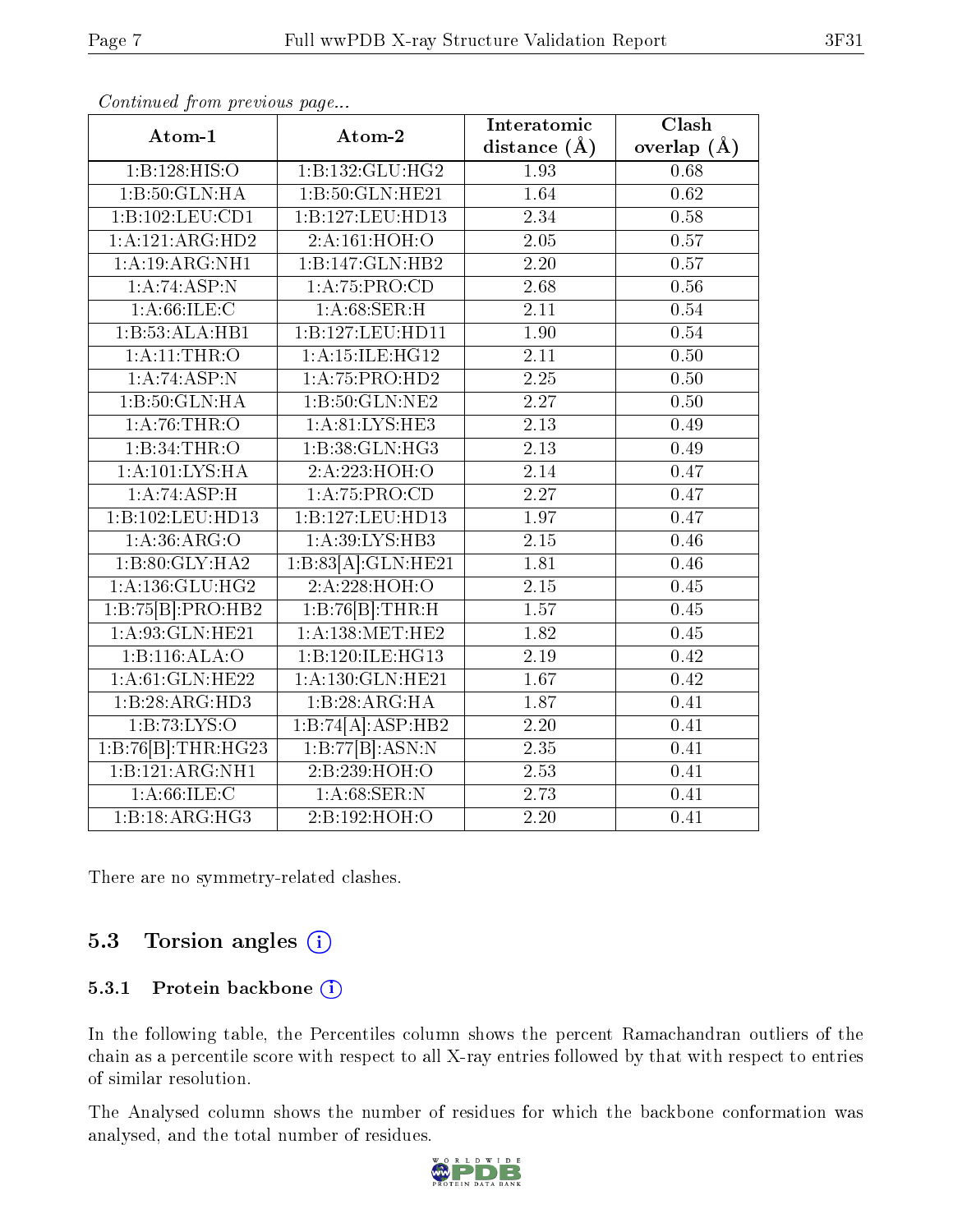*Continued from previous page...*

| Atom-1 | Atom-2 | Interatomic distance (Å) | Clash overlap (Å) |
|---|---|---|---|
| 1:B:128:HIS:O | 1:B:132:GLU:HG2 | 1.93 | 0.68 |
| 1:B:50:GLN:HA | 1:B:50:GLN:HE21 | 1.64 | 0.62 |
| 1:B:102:LEU:CD1 | 1:B:127:LEU:HD13 | 2.34 | 0.58 |
| 1:A:121:ARG:HD2 | 2:A:161:HOH:O | 2.05 | 0.57 |
| 1:A:19:ARG:NH1 | 1:B:147:GLN:HB2 | 2.20 | 0.57 |
| 1:A:74:ASP:N | 1:A:75:PRO:CD | 2.68 | 0.56 |
| 1:A:66:ILE:C | 1:A:68:SER:H | 2.11 | 0.54 |
| 1:B:53:ALA:HB1 | 1:B:127:LEU:HD11 | 1.90 | 0.54 |
| 1:A:11:THR:O | 1:A:15:ILE:HG12 | 2.11 | 0.50 |
| 1:A:74:ASP:N | 1:A:75:PRO:HD2 | 2.25 | 0.50 |
| 1:B:50:GLN:HA | 1:B:50:GLN:NE2 | 2.27 | 0.50 |
| 1:A:76:THR:O | 1:A:81:LYS:HE3 | 2.13 | 0.49 |
| 1:B:34:THR:O | 1:B:38:GLN:HG3 | 2.13 | 0.49 |
| 1:A:101:LYS:HA | 2:A:223:HOH:O | 2.14 | 0.47 |
| 1:A:74:ASP:H | 1:A:75:PRO:CD | 2.27 | 0.47 |
| 1:B:102:LEU:HD13 | 1:B:127:LEU:HD13 | 1.97 | 0.47 |
| 1:A:36:ARG:O | 1:A:39:LYS:HB3 | 2.15 | 0.46 |
| 1:B:80:GLY:HA2 | 1:B:83[A]:GLN:HE21 | 1.81 | 0.46 |
| 1:A:136:GLU:HG2 | 2:A:228:HOH:O | 2.15 | 0.45 |
| 1:B:75[B]:PRO:HB2 | 1:B:76[B]:THR:H | 1.57 | 0.45 |
| 1:A:93:GLN:HE21 | 1:A:138:MET:HE2 | 1.82 | 0.45 |
| 1:B:116:ALA:O | 1:B:120:ILE:HG13 | 2.19 | 0.42 |
| 1:A:61:GLN:HE22 | 1:A:130:GLN:HE21 | 1.67 | 0.42 |
| 1:B:28:ARG:HD3 | 1:B:28:ARG:HA | 1.87 | 0.41 |
| 1:B:73:LYS:O | 1:B:74[A]:ASP:HB2 | 2.20 | 0.41 |
| 1:B:76[B]:THR:HG23 | 1:B:77[B]:ASN:N | 2.35 | 0.41 |
| 1:B:121:ARG:NH1 | 2:B:239:HOH:O | 2.53 | 0.41 |
| 1:A:66:ILE:C | 1:A:68:SER:N | 2.73 | 0.41 |
| 1:B:18:ARG:HG3 | 2:B:192:HOH:O | 2.20 | 0.41 |

There are no symmetry-related clashes.

## 5.3 Torsion angles

### 5.3.1 Protein backbone

In the following table, the Percentiles column shows the percent Ramachandran outliers of the chain as a percentile score with respect to all X-ray entries followed by that with respect to entries of similar resolution.

The Analysed column shows the number of residues for which the backbone conformation was analysed, and the total number of residues.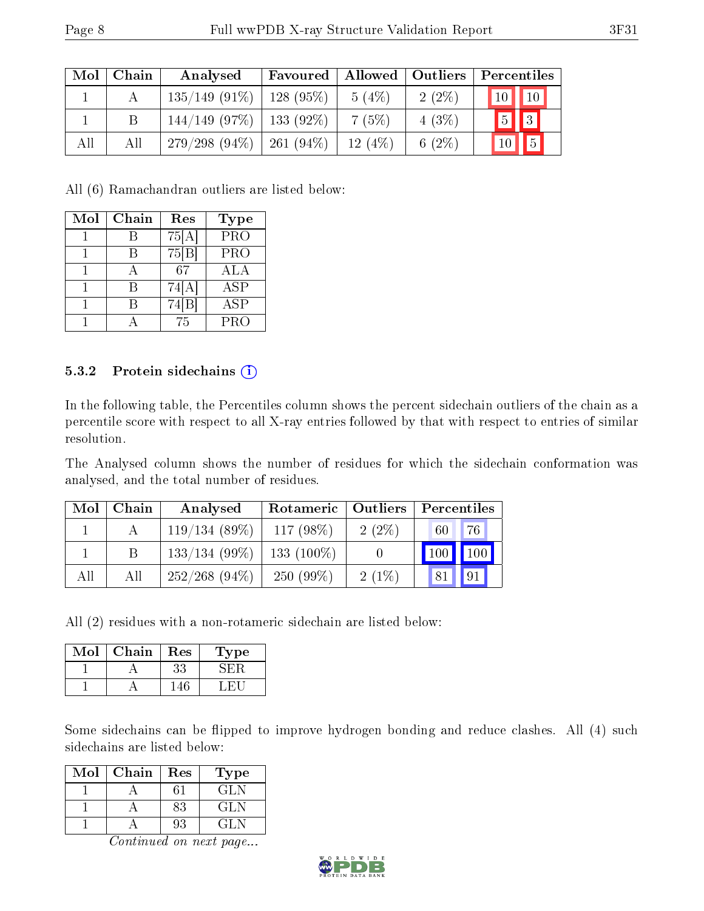| Mol | Chain | Analysed | Favoured | Allowed | Outliers | Percentiles | |
|---|---|---|---|---|---|---|---|
| 1 | A | 135/149 (91%) | 128 (95%) | 5 (4%) | 2 (2%) | 10 | 10 |
| 1 | B | 144/149 (97%) | 133 (92%) | 7 (5%) | 4 (3%) | 5 | 3 |
| All | All | 279/298 (94%) | 261 (94%) | 12 (4%) | 6 (2%) | 10 | 5 |

All (6) Ramachandran outliers are listed below:

| Mol | Chain | Res | Type |
|---|---|---|---|
| 1 | B | 75[A] | PRO |
| 1 | B | 75[B] | PRO |
| 1 | A | 67 | ALA |
| 1 | B | 74[A] | ASP |
| 1 | B | 74[B] | ASP |
| 1 | A | 75 | PRO |

### 5.3.2 Protein sidechains

In the following table, the Percentiles column shows the percent sidechain outliers of the chain as a percentile score with respect to all X-ray entries followed by that with respect to entries of similar resolution.

The Analysed column shows the number of residues for which the sidechain conformation was analysed, and the total number of residues.

| Mol | Chain | Analysed | Rotameric | Outliers | Percentiles | |
|---|---|---|---|---|---|---|
| 1 | A | 119/134 (89%) | 117 (98%) | 2 (2%) | 60 | 76 |
| 1 | B | 133/134 (99%) | 133 (100%) | 0 | 100 | 100 |
| All | All | 252/268 (94%) | 250 (99%) | 2 (1%) | 81 | 91 |

All (2) residues with a non-rotameric sidechain are listed below:

| Mol | Chain | Res | Type |
|---|---|---|---|
| 1 | A | 33 | SER |
| 1 | A | 146 | LEU |

Some sidechains can be flipped to improve hydrogen bonding and reduce clashes. All (4) such sidechains are listed below:

| Mol | Chain | Res | Type |
|---|---|---|---|
| 1 | A | 61 | GLN |
| 1 | A | 83 | GLN |
| 1 | A | 93 | GLN |

*Continued on next page...*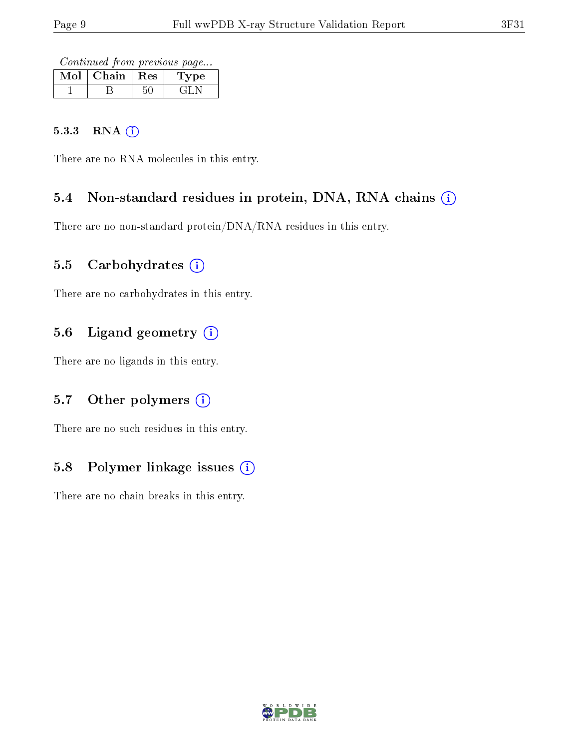*Continued from previous page...*

| Mol | Chain | Res | Type |
| --- | --- | --- | --- |
| 1 | B | 50 | GLN |

#### 5.3.3 RNA

There are no RNA molecules in this entry.

### 5.4 Non-standard residues in protein, DNA, RNA chains

There are no non-standard protein/DNA/RNA residues in this entry.

### 5.5 Carbohydrates

There are no carbohydrates in this entry.

### 5.6 Ligand geometry

There are no ligands in this entry.

### 5.7 Other polymers

There are no such residues in this entry.

### 5.8 Polymer linkage issues

There are no chain breaks in this entry.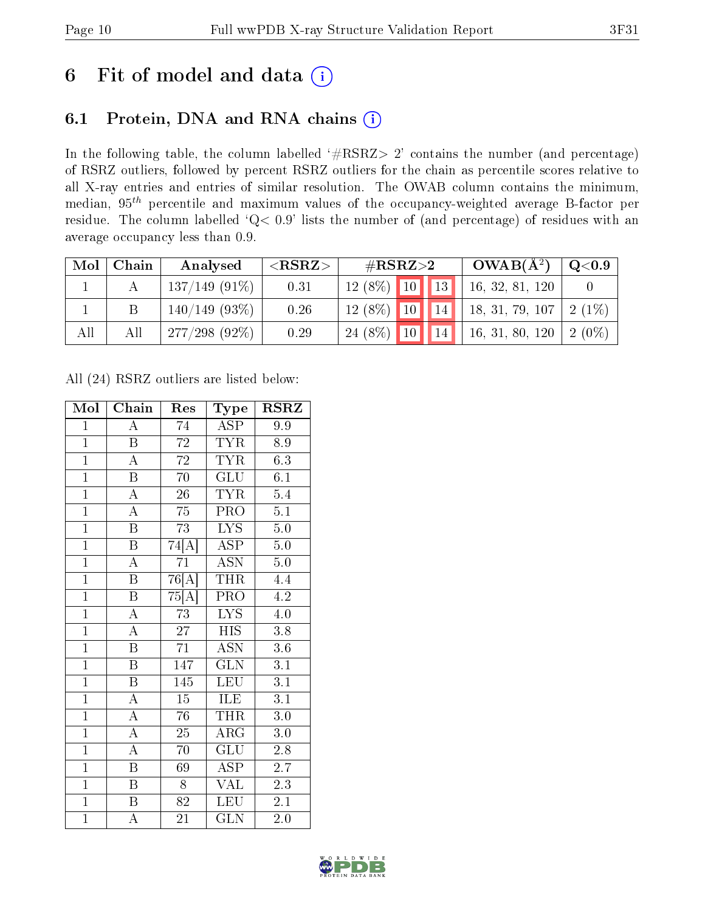# 6 Fit of model and data (i)

## 6.1 Protein, DNA and RNA chains (i)

In the following table, the column labelled '#RSRZ> 2' contains the number (and percentage) of RSRZ outliers, followed by percent RSRZ outliers for the chain as percentile scores relative to all X-ray entries and entries of similar resolution. The OWAB column contains the minimum, median, $95^{th}$ percentile and maximum values of the occupancy-weighted average B-factor per residue. The column labelled 'Q< 0.9' lists the number of (and percentage) of residues with an average occupancy less than 0.9.

| Mol | Chain | Analysed | <RSRZ> | #RSRZ>2 | | | OWAB(Å$^2$) | Q<0.9 |
|---|---|---|---|---|---|---|---|---|
| 1 | A | 137/149 (91%) | 0.31 | 12 (8%) | 10 | 13 | 16, 32, 81, 120 | 0 |
| 1 | B | 140/149 (93%) | 0.26 | 12 (8%) | 10 | 14 | 18, 31, 79, 107 | 2 (1%) |
| All | All | 277/298 (92%) | 0.29 | 24 (8%) | 10 | 14 | 16, 31, 80, 120 | 2 (0%) |

All (24) RSRZ outliers are listed below:

| Mol | Chain | Res | Type | RSRZ |
|---|---|---|---|---|
| 1 | A | 74 | ASP | 9.9 |
| 1 | B | 72 | TYR | 8.9 |
| 1 | A | 72 | TYR | 6.3 |
| 1 | B | 70 | GLU | 6.1 |
| 1 | A | 26 | TYR | 5.4 |
| 1 | A | 75 | PRO | 5.1 |
| 1 | B | 73 | LYS | 5.0 |
| 1 | B | 74[A] | ASP | 5.0 |
| 1 | A | 71 | ASN | 5.0 |
| 1 | B | 76[A] | THR | 4.4 |
| 1 | B | 75[A] | PRO | 4.2 |
| 1 | A | 73 | LYS | 4.0 |
| 1 | A | 27 | HIS | 3.8 |
| 1 | B | 71 | ASN | 3.6 |
| 1 | B | 147 | GLN | 3.1 |
| 1 | B | 145 | LEU | 3.1 |
| 1 | A | 15 | ILE | 3.1 |
| 1 | A | 76 | THR | 3.0 |
| 1 | A | 25 | ARG | 3.0 |
| 1 | A | 70 | GLU | 2.8 |
| 1 | B | 69 | ASP | 2.7 |
| 1 | B | 8 | VAL | 2.3 |
| 1 | B | 82 | LEU | 2.1 |
| 1 | A | 21 | GLN | 2.0 |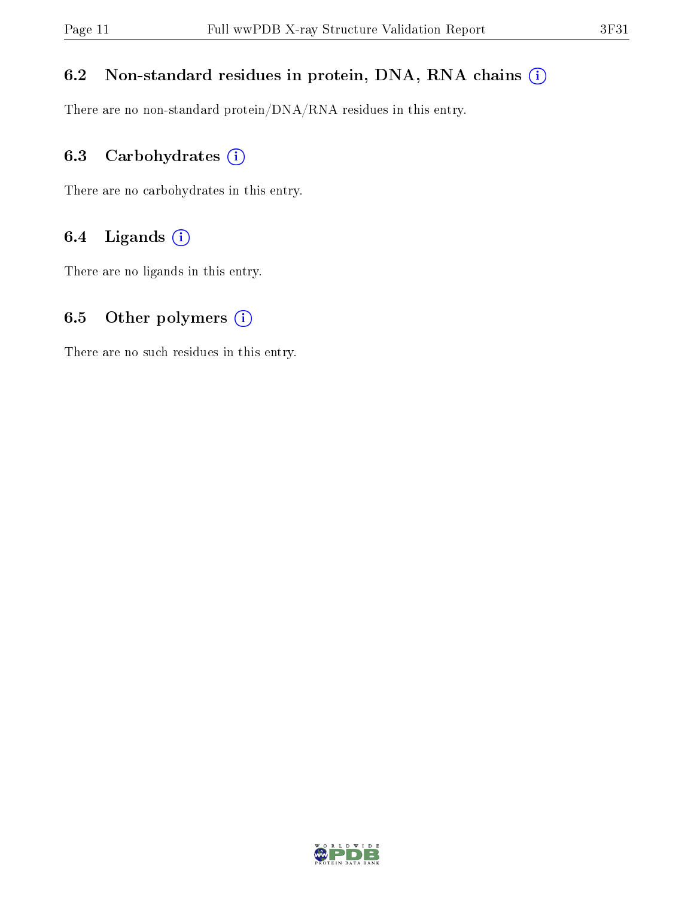### 6.2 Non-standard residues in protein, DNA, RNA chains

There are no non-standard protein/DNA/RNA residues in this entry.

### 6.3 Carbohydrates

There are no carbohydrates in this entry.

### 6.4 Ligands

There are no ligands in this entry.

### 6.5 Other polymers

There are no such residues in this entry.